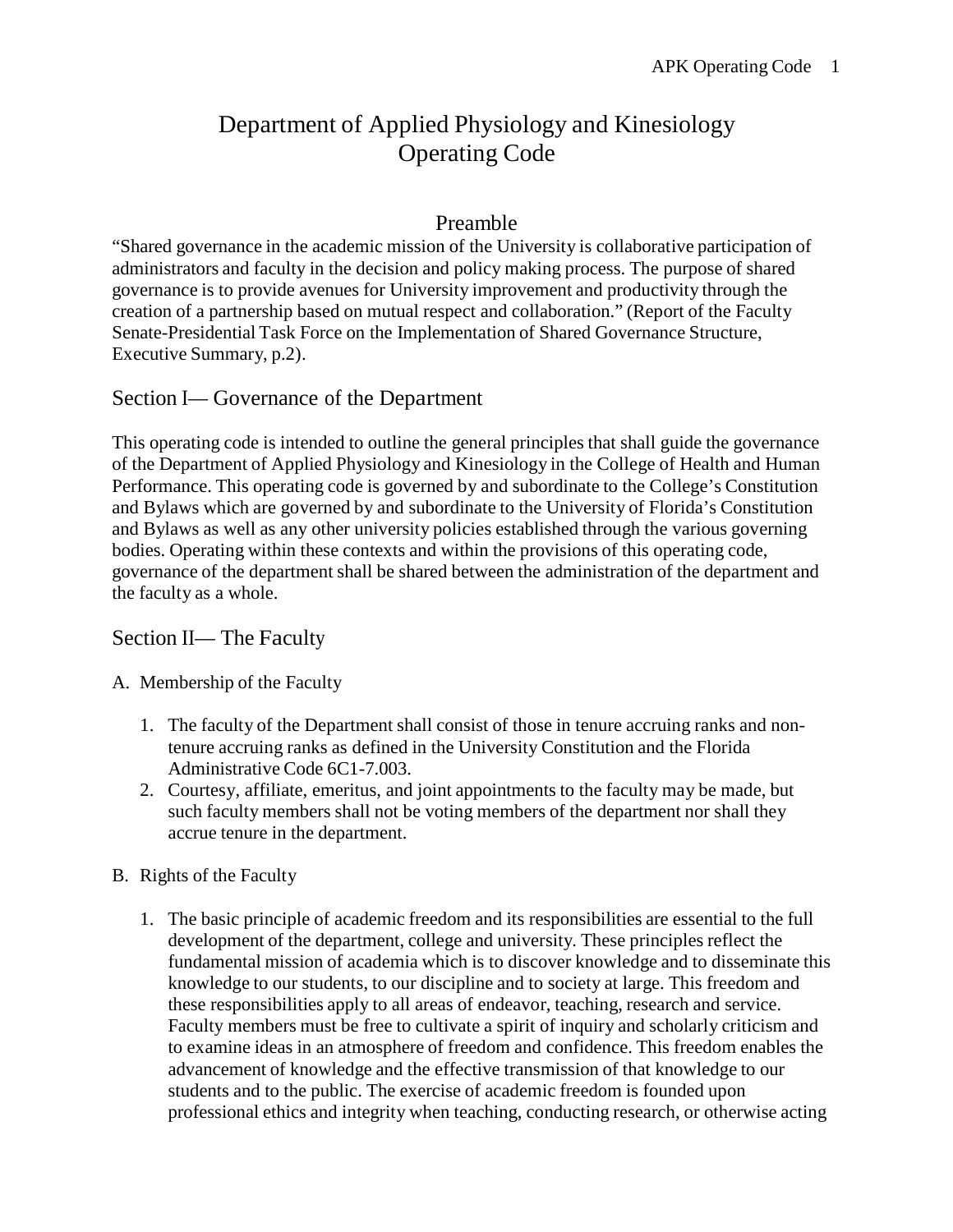# Department of Applied Physiology and Kinesiology Operating Code

## Preamble

"Shared governance in the academic mission of the University is collaborative participation of administrators and faculty in the decision and policy making process. The purpose of shared governance is to provide avenues for University improvement and productivity through the creation of a partnership based on mutual respect and collaboration." (Report of the Faculty Senate-Presidential Task Force on the Implementation of Shared Governance Structure, Executive Summary, p.2).

## Section I— Governance of the Department

This operating code is intended to outline the general principles that shall guide the governance of the Department of Applied Physiology and Kinesiology in the College of Health and Human Performance. This operating code is governed by and subordinate to the College's Constitution and Bylaws which are governed by and subordinate to the University of Florida's Constitution and Bylaws as well as any other university policies established through the various governing bodies. Operating within these contexts and within the provisions of this operating code, governance of the department shall be shared between the administration of the department and the faculty as a whole.

## Section II— The Faculty

A. Membership of the Faculty

1. The faculty of the Department shall consist of those in tenure accruing ranks and non-tenure accruing ranks as defined in the University Constitution and the Florida Administrative Code 6C1-7.003.
2. Courtesy, affiliate, emeritus, and joint appointments to the faculty may be made, but such faculty members shall not be voting members of the department nor shall they accrue tenure in the department.

B. Rights of the Faculty

1. The basic principle of academic freedom and its responsibilities are essential to the full development of the department, college and university. These principles reflect the fundamental mission of academia which is to discover knowledge and to disseminate this knowledge to our students, to our discipline and to society at large. This freedom and these responsibilities apply to all areas of endeavor, teaching, research and service. Faculty members must be free to cultivate a spirit of inquiry and scholarly criticism and to examine ideas in an atmosphere of freedom and confidence. This freedom enables the advancement of knowledge and the effective transmission of that knowledge to our students and to the public. The exercise of academic freedom is founded upon professional ethics and integrity when teaching, conducting research, or otherwise acting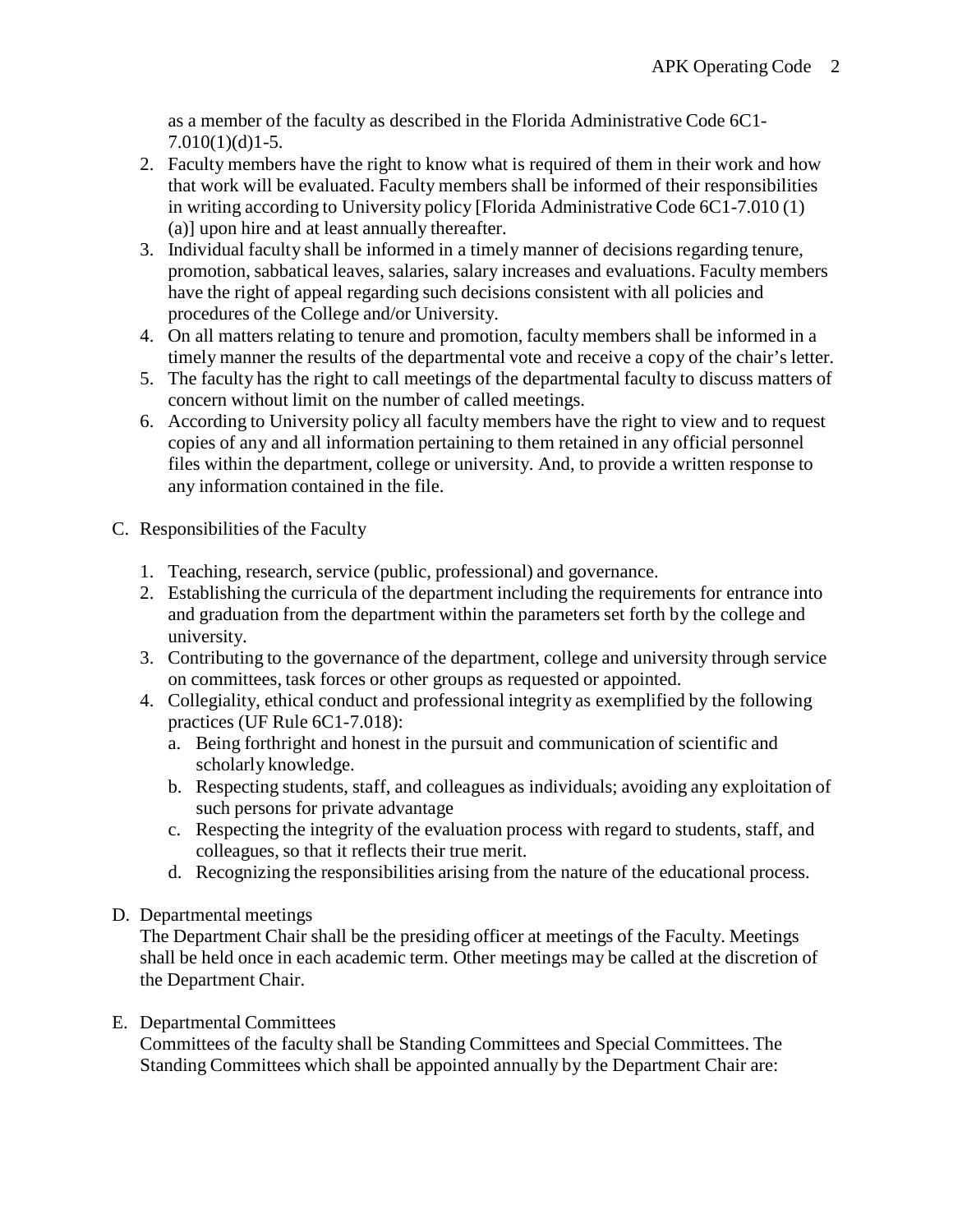as a member of the faculty as described in the Florida Administrative Code 6C1-7.010(1)(d)1-5.

2. Faculty members have the right to know what is required of them in their work and how that work will be evaluated. Faculty members shall be informed of their responsibilities in writing according to University policy [Florida Administrative Code 6C1-7.010 (1) (a)] upon hire and at least annually thereafter.
3. Individual faculty shall be informed in a timely manner of decisions regarding tenure, promotion, sabbatical leaves, salaries, salary increases and evaluations. Faculty members have the right of appeal regarding such decisions consistent with all policies and procedures of the College and/or University.
4. On all matters relating to tenure and promotion, faculty members shall be informed in a timely manner the results of the departmental vote and receive a copy of the chair's letter.
5. The faculty has the right to call meetings of the departmental faculty to discuss matters of concern without limit on the number of called meetings.
6. According to University policy all faculty members have the right to view and to request copies of any and all information pertaining to them retained in any official personnel files within the department, college or university. And, to provide a written response to any information contained in the file.

C. Responsibilities of the Faculty

1. Teaching, research, service (public, professional) and governance.
2. Establishing the curricula of the department including the requirements for entrance into and graduation from the department within the parameters set forth by the college and university.
3. Contributing to the governance of the department, college and university through service on committees, task forces or other groups as requested or appointed.
4. Collegiality, ethical conduct and professional integrity as exemplified by the following practices (UF Rule 6C1-7.018):
   a. Being forthright and honest in the pursuit and communication of scientific and scholarly knowledge.
   b. Respecting students, staff, and colleagues as individuals; avoiding any exploitation of such persons for private advantage
   c. Respecting the integrity of the evaluation process with regard to students, staff, and colleagues, so that it reflects their true merit.
   d. Recognizing the responsibilities arising from the nature of the educational process.

D. Departmental meetings

The Department Chair shall be the presiding officer at meetings of the Faculty. Meetings shall be held once in each academic term. Other meetings may be called at the discretion of the Department Chair.

E. Departmental Committees

Committees of the faculty shall be Standing Committees and Special Committees. The Standing Committees which shall be appointed annually by the Department Chair are: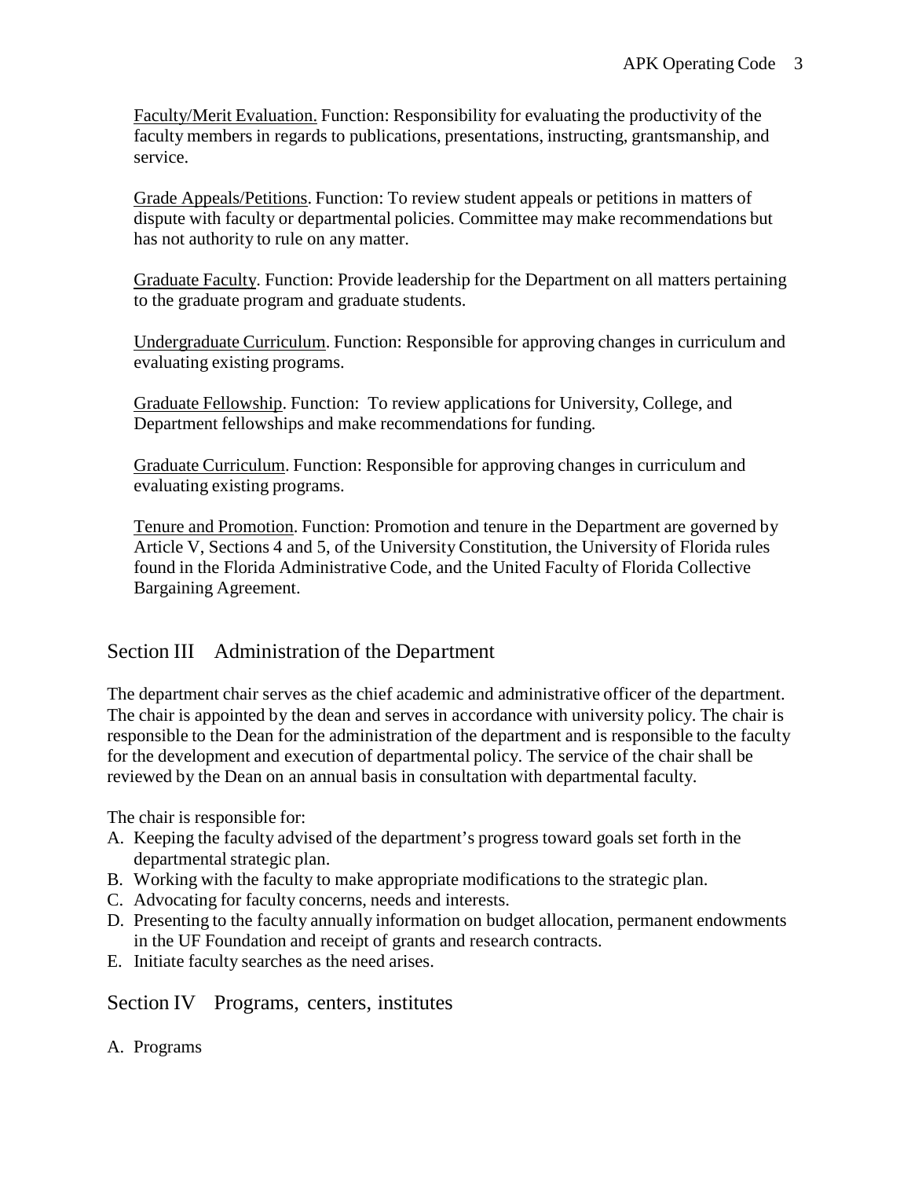<u>Faculty/Merit Evaluation.</u> Function: Responsibility for evaluating the productivity of the faculty members in regards to publications, presentations, instructing, grantsmanship, and service.

<u>Grade Appeals/Petitions</u>. Function: To review student appeals or petitions in matters of dispute with faculty or departmental policies. Committee may make recommendations but has not authority to rule on any matter.

<u>Graduate Faculty</u>. Function: Provide leadership for the Department on all matters pertaining to the graduate program and graduate students.

<u>Undergraduate Curriculum</u>. Function: Responsible for approving changes in curriculum and evaluating existing programs.

<u>Graduate Fellowship</u>. Function: To review applications for University, College, and Department fellowships and make recommendations for funding.

<u>Graduate Curriculum</u>. Function: Responsible for approving changes in curriculum and evaluating existing programs.

<u>Tenure and Promotion</u>. Function: Promotion and tenure in the Department are governed by Article V, Sections 4 and 5, of the University Constitution, the University of Florida rules found in the Florida Administrative Code, and the United Faculty of Florida Collective Bargaining Agreement.

## Section III Administration of the Department

The department chair serves as the chief academic and administrative officer of the department. The chair is appointed by the dean and serves in accordance with university policy. The chair is responsible to the Dean for the administration of the department and is responsible to the faculty for the development and execution of departmental policy. The service of the chair shall be reviewed by the Dean on an annual basis in consultation with departmental faculty.

The chair is responsible for:

A. Keeping the faculty advised of the department's progress toward goals set forth in the departmental strategic plan.
B. Working with the faculty to make appropriate modifications to the strategic plan.
C. Advocating for faculty concerns, needs and interests.
D. Presenting to the faculty annually information on budget allocation, permanent endowments in the UF Foundation and receipt of grants and research contracts.
E. Initiate faculty searches as the need arises.

## Section IV Programs, centers, institutes

A. Programs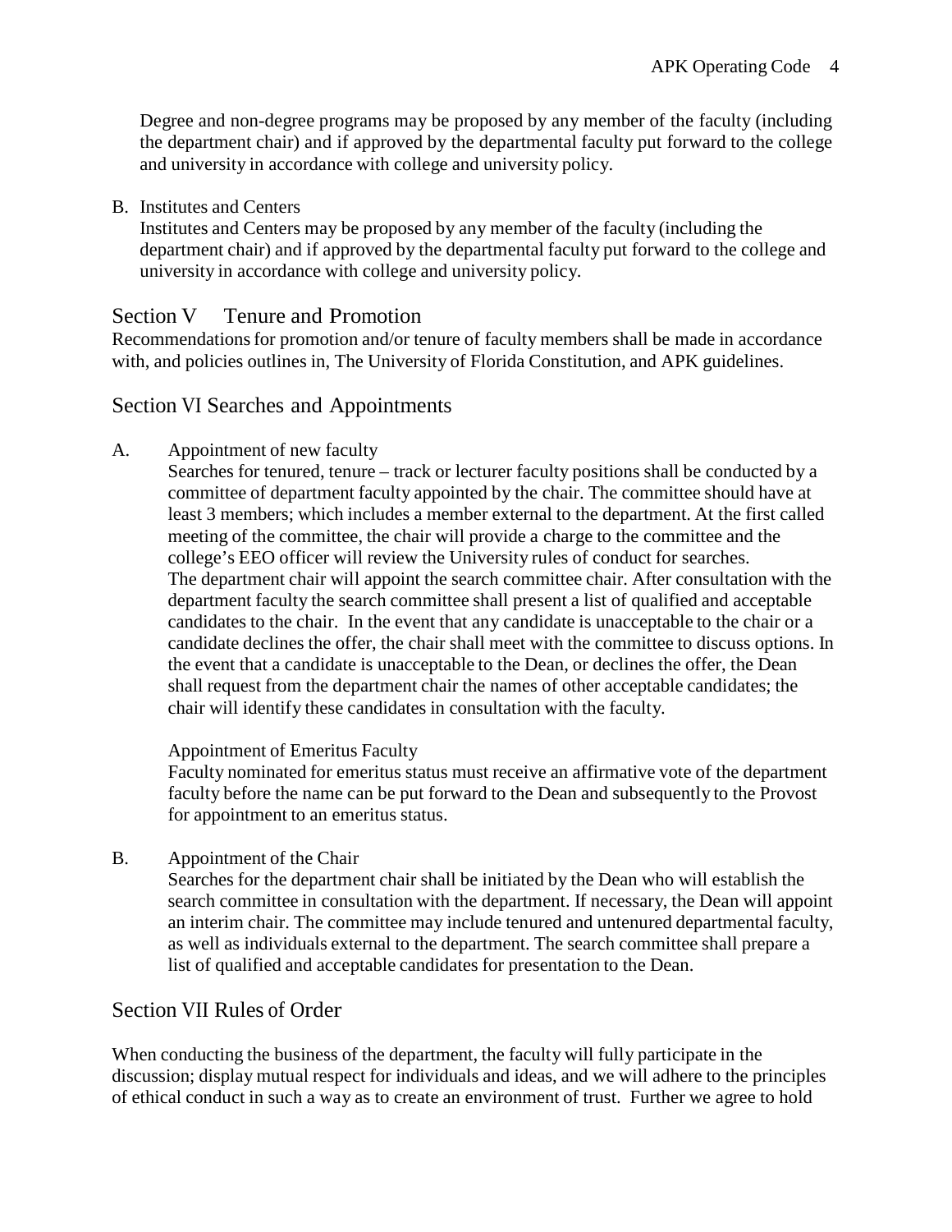Degree and non-degree programs may be proposed by any member of the faculty (including the department chair) and if approved by the departmental faculty put forward to the college and university in accordance with college and university policy.

B. Institutes and Centers
Institutes and Centers may be proposed by any member of the faculty (including the department chair) and if approved by the departmental faculty put forward to the college and university in accordance with college and university policy.

## Section V Tenure and Promotion

Recommendations for promotion and/or tenure of faculty members shall be made in accordance with, and policies outlines in, The University of Florida Constitution, and APK guidelines.

## Section VI Searches and Appointments

A. Appointment of new faculty

Searches for tenured, tenure – track or lecturer faculty positions shall be conducted by a committee of department faculty appointed by the chair. The committee should have at least 3 members; which includes a member external to the department. At the first called meeting of the committee, the chair will provide a charge to the committee and the college's EEO officer will review the University rules of conduct for searches. The department chair will appoint the search committee chair. After consultation with the department faculty the search committee shall present a list of qualified and acceptable candidates to the chair. In the event that any candidate is unacceptable to the chair or a candidate declines the offer, the chair shall meet with the committee to discuss options. In the event that a candidate is unacceptable to the Dean, or declines the offer, the Dean shall request from the department chair the names of other acceptable candidates; the chair will identify these candidates in consultation with the faculty.

Appointment of Emeritus Faculty

Faculty nominated for emeritus status must receive an affirmative vote of the department faculty before the name can be put forward to the Dean and subsequently to the Provost for appointment to an emeritus status.

B. Appointment of the Chair

Searches for the department chair shall be initiated by the Dean who will establish the search committee in consultation with the department. If necessary, the Dean will appoint an interim chair. The committee may include tenured and untenured departmental faculty, as well as individuals external to the department. The search committee shall prepare a list of qualified and acceptable candidates for presentation to the Dean.

## Section VII Rules of Order

When conducting the business of the department, the faculty will fully participate in the discussion; display mutual respect for individuals and ideas, and we will adhere to the principles of ethical conduct in such a way as to create an environment of trust. Further we agree to hold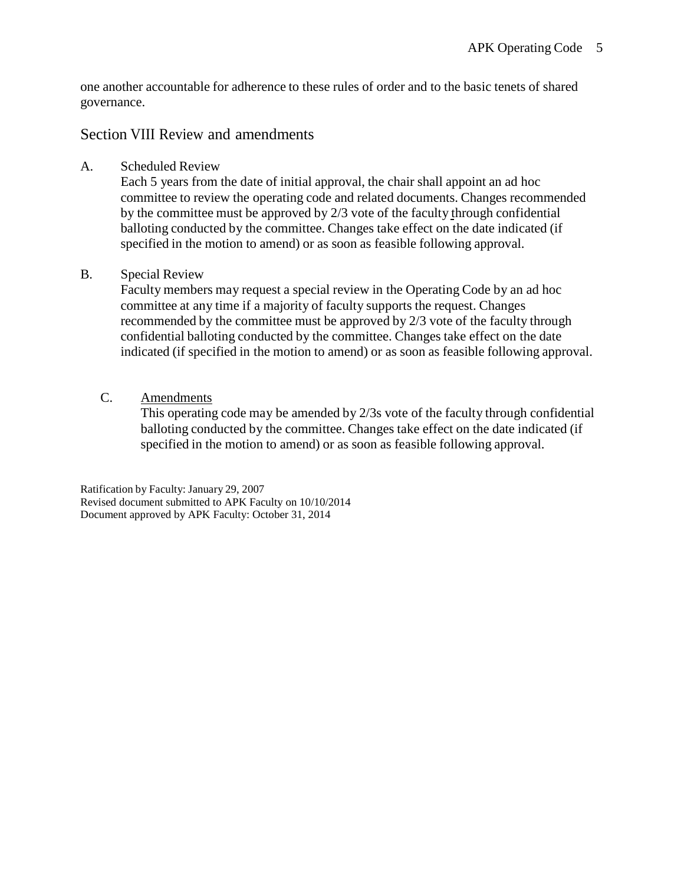one another accountable for adherence to these rules of order and to the basic tenets of shared governance.

## Section VIII Review and amendments

A. Scheduled Review

Each 5 years from the date of initial approval, the chair shall appoint an ad hoc committee to review the operating code and related documents. Changes recommended by the committee must be approved by 2/3 vote of the faculty through confidential balloting conducted by the committee. Changes take effect on the date indicated (if specified in the motion to amend) or as soon as feasible following approval.

B. Special Review

Faculty members may request a special review in the Operating Code by an ad hoc committee at any time if a majority of faculty supports the request. Changes recommended by the committee must be approved by 2/3 vote of the faculty through confidential balloting conducted by the committee. Changes take effect on the date indicated (if specified in the motion to amend) or as soon as feasible following approval.

C. Amendments

This operating code may be amended by 2/3s vote of the faculty through confidential balloting conducted by the committee. Changes take effect on the date indicated (if specified in the motion to amend) or as soon as feasible following approval.

Ratification by Faculty: January 29, 2007
Revised document submitted to APK Faculty on 10/10/2014
Document approved by APK Faculty: October 31, 2014